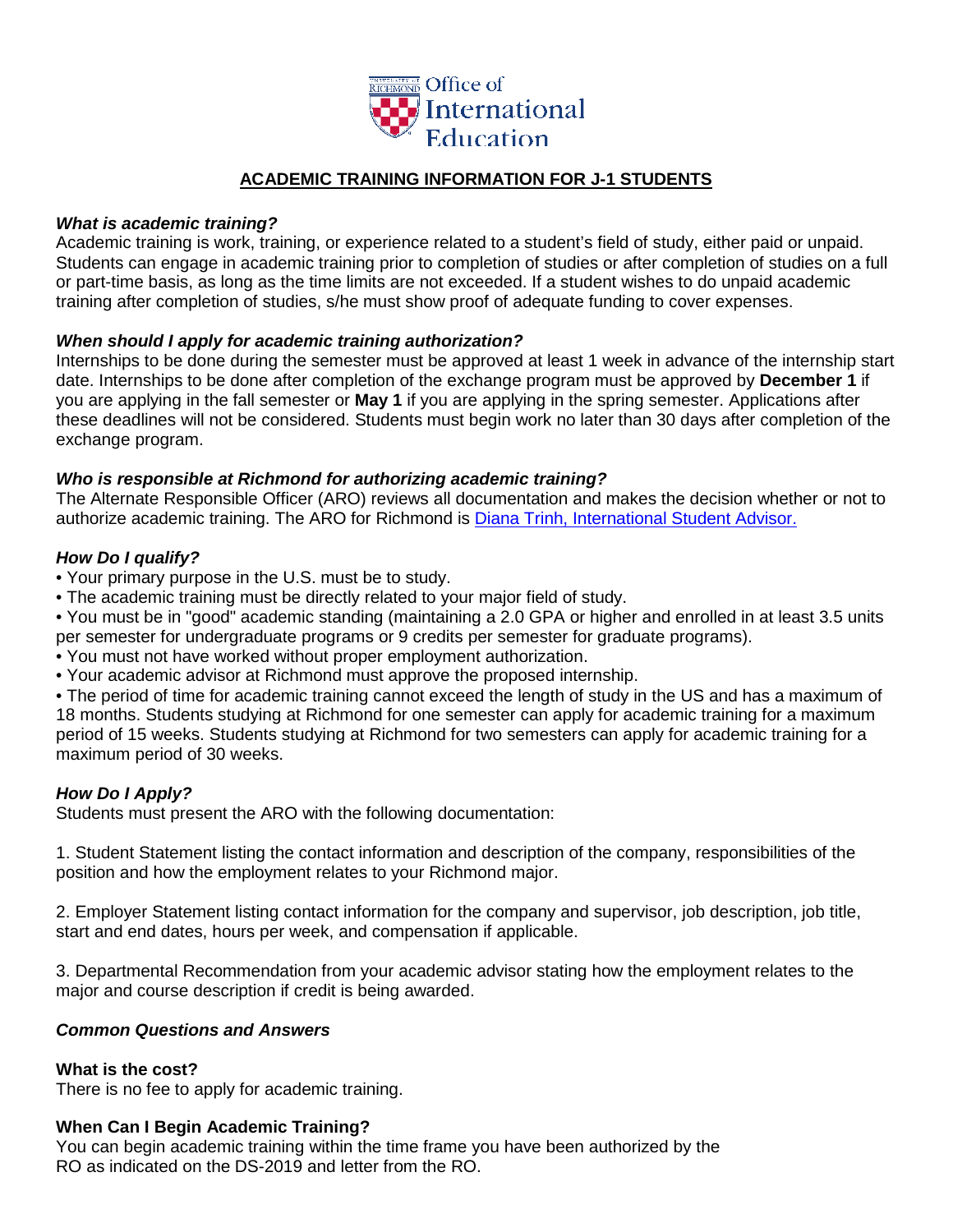Office of International Education

# ACADEMIC TRAINING INFORMATION FOR J-1 STUDENTS

***What is academic training?***

Academic training is work, training, or experience related to a student's field of study, either paid or unpaid. Students can engage in academic training prior to completion of studies or after completion of studies on a full or part-time basis, as long as the time limits are not exceeded. If a student wishes to do unpaid academic training after completion of studies, s/he must show proof of adequate funding to cover expenses.

***When should I apply for academic training authorization?***

Internships to be done during the semester must be approved at least 1 week in advance of the internship start date. Internships to be done after completion of the exchange program must be approved by **December 1** if you are applying in the fall semester or **May 1** if you are applying in the spring semester. Applications after these deadlines will not be considered. Students must begin work no later than 30 days after completion of the exchange program.

***Who is responsible at Richmond for authorizing academic training?***

The Alternate Responsible Officer (ARO) reviews all documentation and makes the decision whether or not to authorize academic training. The ARO for Richmond is Diana Trinh, International Student Advisor.

***How Do I qualify?***

- Your primary purpose in the U.S. must be to study.
- The academic training must be directly related to your major field of study.
- You must be in "good" academic standing (maintaining a 2.0 GPA or higher and enrolled in at least 3.5 units per semester for undergraduate programs or 9 credits per semester for graduate programs).
- You must not have worked without proper employment authorization.
- Your academic advisor at Richmond must approve the proposed internship.
- The period of time for academic training cannot exceed the length of study in the US and has a maximum of 18 months. Students studying at Richmond for one semester can apply for academic training for a maximum period of 15 weeks. Students studying at Richmond for two semesters can apply for academic training for a maximum period of 30 weeks.

***How Do I Apply?***

Students must present the ARO with the following documentation:

1. Student Statement listing the contact information and description of the company, responsibilities of the position and how the employment relates to your Richmond major.

2. Employer Statement listing contact information for the company and supervisor, job description, job title, start and end dates, hours per week, and compensation if applicable.

3. Departmental Recommendation from your academic advisor stating how the employment relates to the major and course description if credit is being awarded.

***Common Questions and Answers***

**What is the cost?**

There is no fee to apply for academic training.

**When Can I Begin Academic Training?**

You can begin academic training within the time frame you have been authorized by the RO as indicated on the DS-2019 and letter from the RO.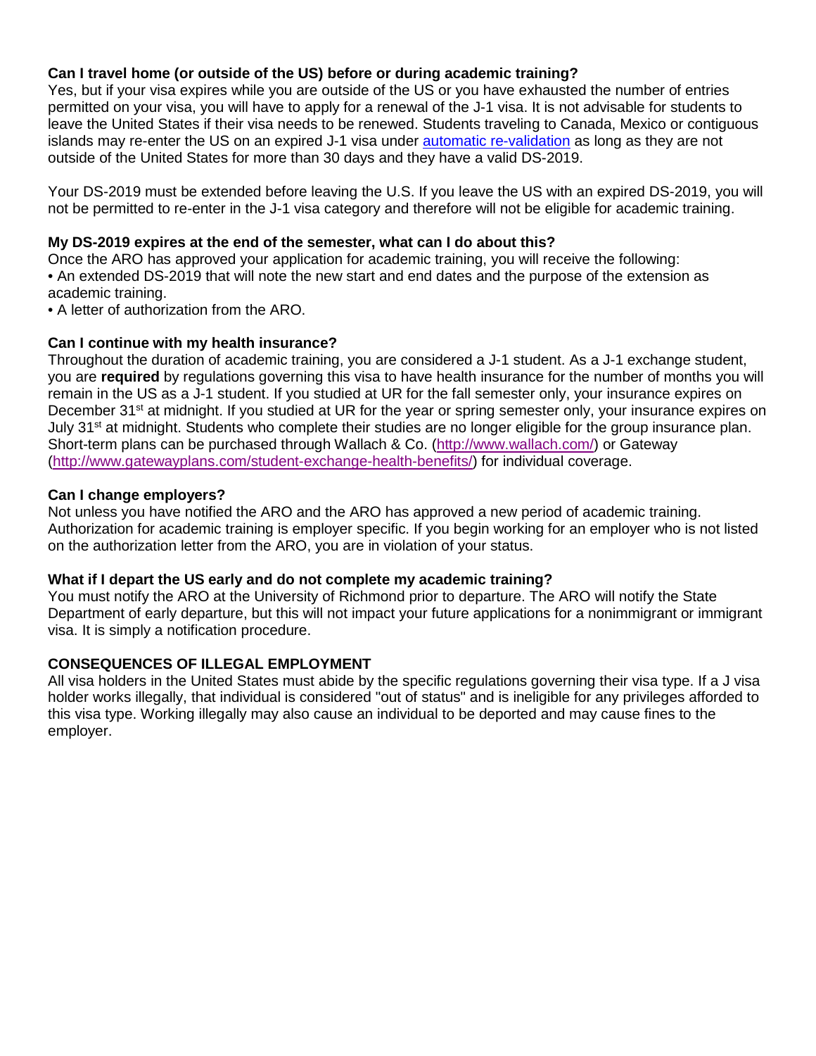**Can I travel home (or outside of the US) before or during academic training?**

Yes, but if your visa expires while you are outside of the US or you have exhausted the number of entries permitted on your visa, you will have to apply for a renewal of the J-1 visa. It is not advisable for students to leave the United States if their visa needs to be renewed. Students traveling to Canada, Mexico or contiguous islands may re-enter the US on an expired J-1 visa under automatic re-validation as long as they are not outside of the United States for more than 30 days and they have a valid DS-2019.

Your DS-2019 must be extended before leaving the U.S. If you leave the US with an expired DS-2019, you will not be permitted to re-enter in the J-1 visa category and therefore will not be eligible for academic training.

**My DS-2019 expires at the end of the semester, what can I do about this?**

Once the ARO has approved your application for academic training, you will receive the following:

- An extended DS-2019 that will note the new start and end dates and the purpose of the extension as academic training.
- A letter of authorization from the ARO.

**Can I continue with my health insurance?**

Throughout the duration of academic training, you are considered a J-1 student. As a J-1 exchange student, you are **required** by regulations governing this visa to have health insurance for the number of months you will remain in the US as a J-1 student. If you studied at UR for the fall semester only, your insurance expires on December 31st at midnight. If you studied at UR for the year or spring semester only, your insurance expires on July 31st at midnight. Students who complete their studies are no longer eligible for the group insurance plan. Short-term plans can be purchased through Wallach & Co. (http://www.wallach.com/) or Gateway (http://www.gatewayplans.com/student-exchange-health-benefits/) for individual coverage.

**Can I change employers?**

Not unless you have notified the ARO and the ARO has approved a new period of academic training. Authorization for academic training is employer specific. If you begin working for an employer who is not listed on the authorization letter from the ARO, you are in violation of your status.

**What if I depart the US early and do not complete my academic training?**

You must notify the ARO at the University of Richmond prior to departure. The ARO will notify the State Department of early departure, but this will not impact your future applications for a nonimmigrant or immigrant visa. It is simply a notification procedure.

**CONSEQUENCES OF ILLEGAL EMPLOYMENT**

All visa holders in the United States must abide by the specific regulations governing their visa type. If a J visa holder works illegally, that individual is considered "out of status" and is ineligible for any privileges afforded to this visa type. Working illegally may also cause an individual to be deported and may cause fines to the employer.